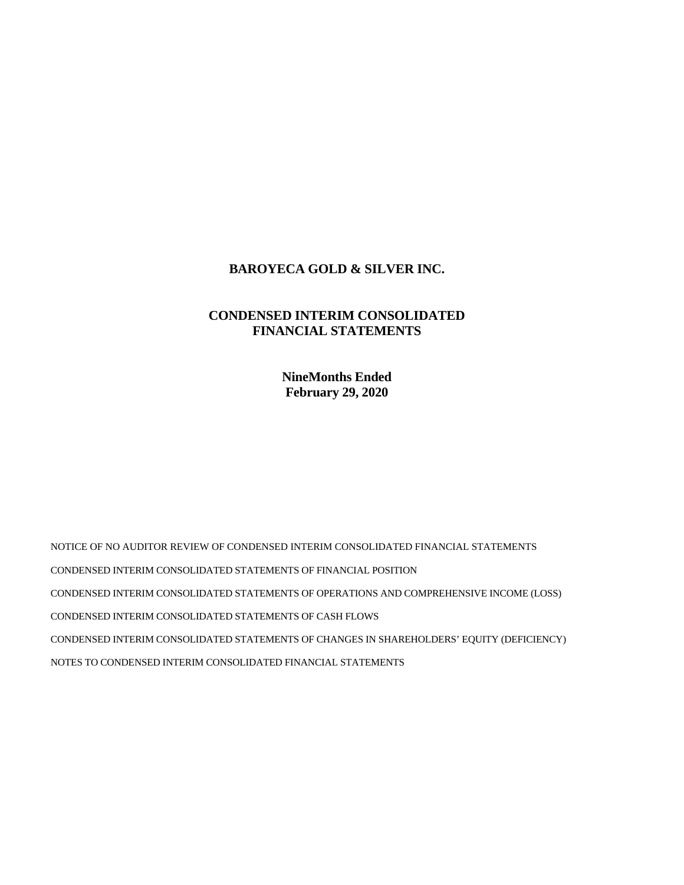# BAROYECA GOLD & SILVER INC.

## CONDENSED INTERIM CONSOLIDATED FINANCIAL STATEMENTS

**NineMonths Ended**
**February 29, 2020**

NOTICE OF NO AUDITOR REVIEW OF CONDENSED INTERIM CONSOLIDATED FINANCIAL STATEMENTS

CONDENSED INTERIM CONSOLIDATED STATEMENTS OF FINANCIAL POSITION

CONDENSED INTERIM CONSOLIDATED STATEMENTS OF OPERATIONS AND COMPREHENSIVE INCOME (LOSS)

CONDENSED INTERIM CONSOLIDATED STATEMENTS OF CASH FLOWS

CONDENSED INTERIM CONSOLIDATED STATEMENTS OF CHANGES IN SHAREHOLDERS' EQUITY (DEFICIENCY)

NOTES TO CONDENSED INTERIM CONSOLIDATED FINANCIAL STATEMENTS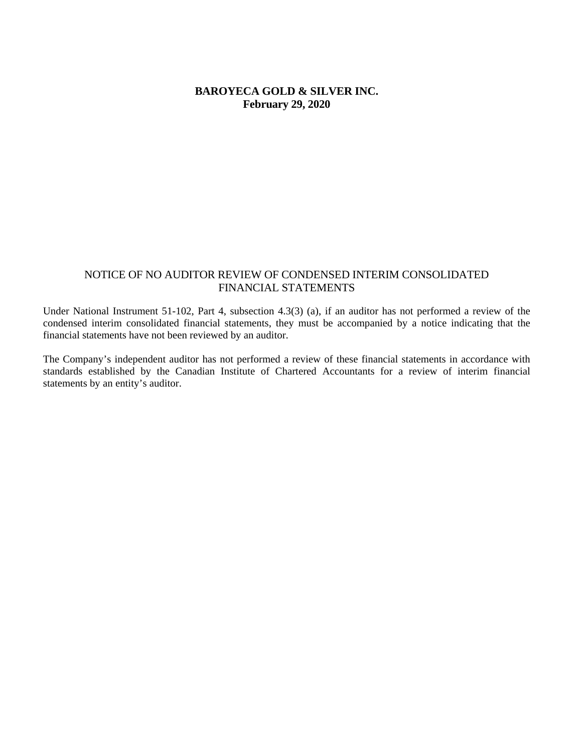**BAROYECA GOLD & SILVER INC.**
**February 29, 2020**

## NOTICE OF NO AUDITOR REVIEW OF CONDENSED INTERIM CONSOLIDATED FINANCIAL STATEMENTS

Under National Instrument 51-102, Part 4, subsection 4.3(3) (a), if an auditor has not performed a review of the condensed interim consolidated financial statements, they must be accompanied by a notice indicating that the financial statements have not been reviewed by an auditor.

The Company's independent auditor has not performed a review of these financial statements in accordance with standards established by the Canadian Institute of Chartered Accountants for a review of interim financial statements by an entity's auditor.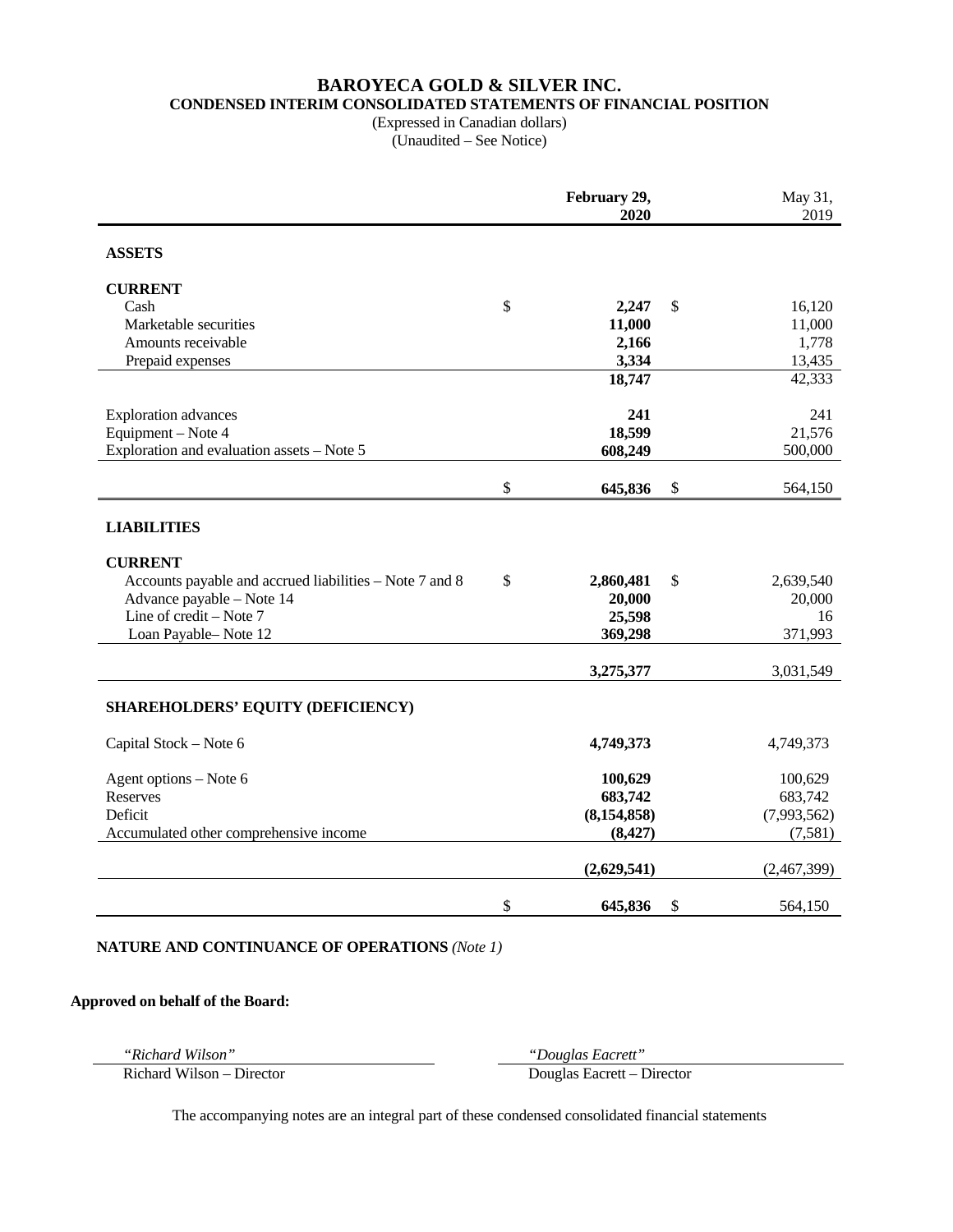# BAROYECA GOLD & SILVER INC.

## CONDENSED INTERIM CONSOLIDATED STATEMENTS OF FINANCIAL POSITION

(Expressed in Canadian dollars)
(Unaudited – See Notice)

| | February 29, 2020 | May 31, 2019 |
|---|---|---|
| **ASSETS** | | |
| **CURRENT** | | |
| Cash | $ **2,247** | $ 16,120 |
| Marketable securities | **11,000** | 11,000 |
| Amounts receivable | **2,166** | 1,778 |
| Prepaid expenses | **3,334** | 13,435 |
| | **18,747** | 42,333 |
| Exploration advances | **241** | 241 |
| Equipment – Note 4 | **18,599** | 21,576 |
| Exploration and evaluation assets – Note 5 | **608,249** | 500,000 |
| | $ **645,836** | $ 564,150 |
| **LIABILITIES** | | |
| **CURRENT** | | |
| Accounts payable and accrued liabilities – Note 7 and 8 | $ **2,860,481** | $ 2,639,540 |
| Advance payable – Note 14 | **20,000** | 20,000 |
| Line of credit – Note 7 | **25,598** | 16 |
| Loan Payable– Note 12 | **369,298** | 371,993 |
| | **3,275,377** | 3,031,549 |
| **SHAREHOLDERS' EQUITY (DEFICIENCY)** | | |
| Capital Stock – Note 6 | **4,749,373** | 4,749,373 |
| Agent options – Note 6 | **100,629** | 100,629 |
| Reserves | **683,742** | 683,742 |
| Deficit | **(8,154,858)** | (7,993,562) |
| Accumulated other comprehensive income | **(8,427)** | (7,581) |
| | **(2,629,541)** | (2,467,399) |
| | $ **645,836** | $ 564,150 |

**NATURE AND CONTINUANCE OF OPERATIONS** *(Note 1)*

**Approved on behalf of the Board:**

*"Richard Wilson"*
Richard Wilson – Director

*"Douglas Eacrett"*
Douglas Eacrett – Director

The accompanying notes are an integral part of these condensed consolidated financial statements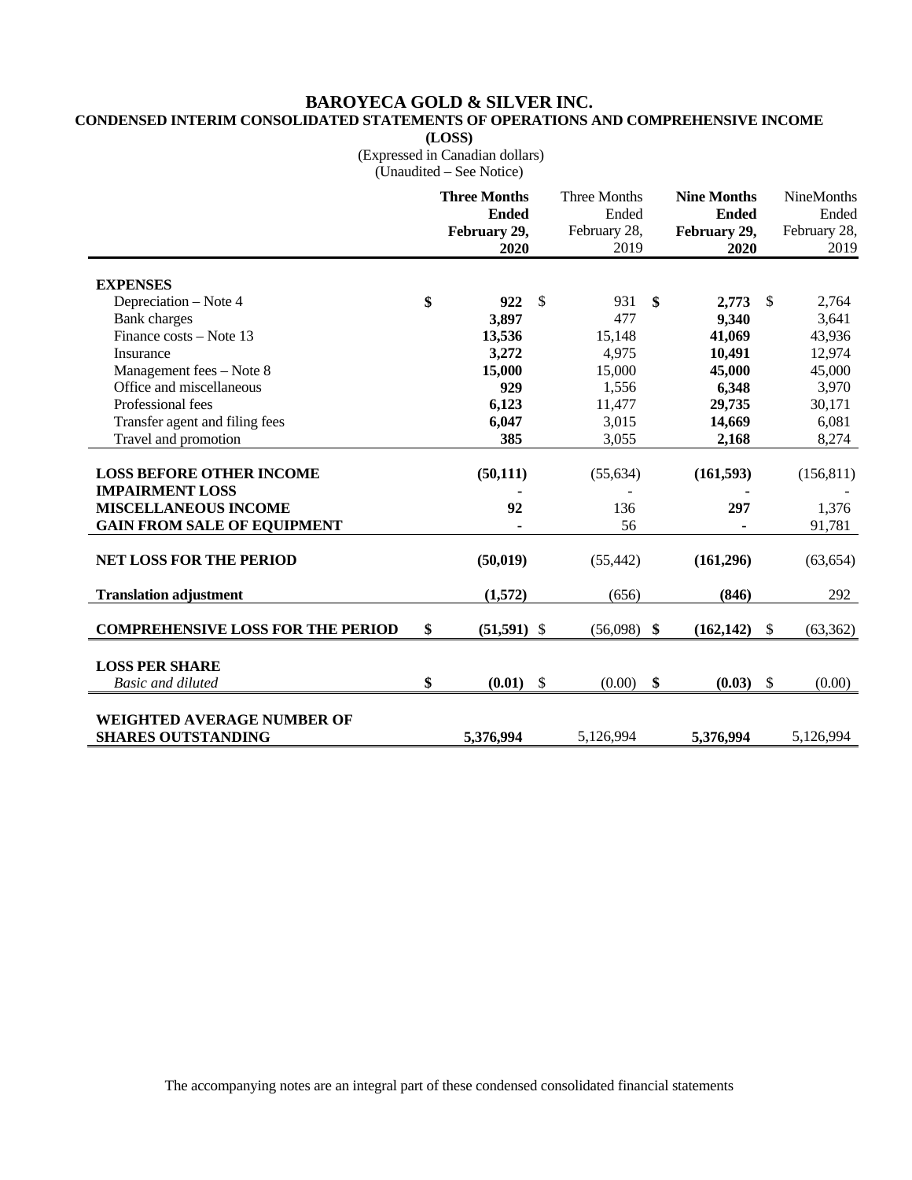# BAROYECA GOLD & SILVER INC.

## CONDENSED INTERIM CONSOLIDATED STATEMENTS OF OPERATIONS AND COMPREHENSIVE INCOME (LOSS)

(Expressed in Canadian dollars)
(Unaudited – See Notice)

| | **Three Months Ended February 29, 2020** | Three Months Ended February 28, 2019 | **Nine Months Ended February 29, 2020** | NineMonths Ended February 28, 2019 |
|---|---|---|---|---|
| **EXPENSES** | | | | |
| Depreciation – Note 4 | **$ 922** | $ 931 | **$ 2,773** | $ 2,764 |
| Bank charges | **3,897** | 477 | **9,340** | 3,641 |
| Finance costs – Note 13 | **13,536** | 15,148 | **41,069** | 43,936 |
| Insurance | **3,272** | 4,975 | **10,491** | 12,974 |
| Management fees – Note 8 | **15,000** | 15,000 | **45,000** | 45,000 |
| Office and miscellaneous | **929** | 1,556 | **6,348** | 3,970 |
| Professional fees | **6,123** | 11,477 | **29,735** | 30,171 |
| Transfer agent and filing fees | **6,047** | 3,015 | **14,669** | 6,081 |
| Travel and promotion | **385** | 3,055 | **2,168** | 8,274 |
| **LOSS BEFORE OTHER INCOME** | **(50,111)** | (55,634) | **(161,593)** | (156,811) |
| **IMPAIRMENT LOSS** | **-** | - | **-** | - |
| **MISCELLANEOUS INCOME** | **92** | 136 | **297** | 1,376 |
| **GAIN FROM SALE OF EQUIPMENT** | **-** | 56 | **-** | 91,781 |
| **NET LOSS FOR THE PERIOD** | **(50,019)** | (55,442) | **(161,296)** | (63,654) |
| **Translation adjustment** | **(1,572)** | (656) | **(846)** | 292 |
| **COMPREHENSIVE LOSS FOR THE PERIOD** | **$ (51,591)** | $ (56,098) | **$ (162,142)** | $ (63,362) |
| **LOSS PER SHARE** | | | | |
| *Basic and diluted* | **$ (0.01)** | $ (0.00) | **$ (0.03)** | $ (0.00) |
| **WEIGHTED AVERAGE NUMBER OF SHARES OUTSTANDING** | **5,376,994** | 5,126,994 | **5,376,994** | 5,126,994 |

The accompanying notes are an integral part of these condensed consolidated financial statements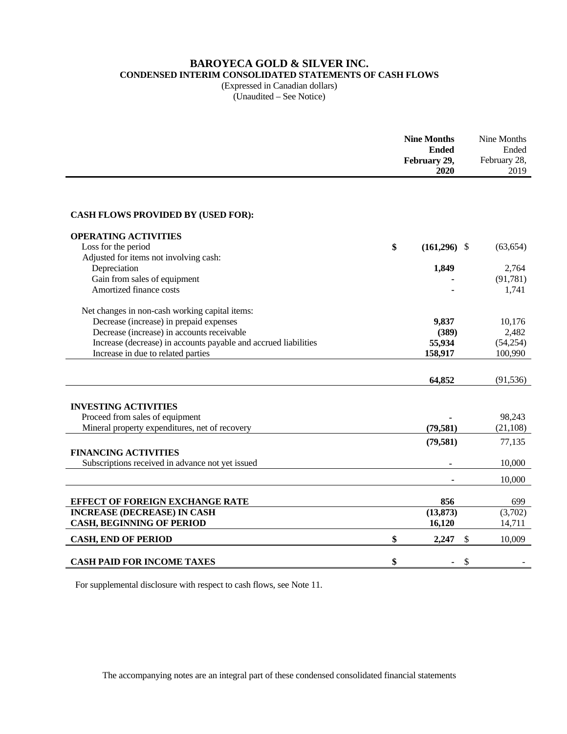# BAROYECA GOLD & SILVER INC.
## CONDENSED INTERIM CONSOLIDATED STATEMENTS OF CASH FLOWS
(Expressed in Canadian dollars)
(Unaudited – See Notice)

| | **Nine Months Ended February 29, 2020** | Nine Months Ended February 28, 2019 |
|---|---|---|
| **CASH FLOWS PROVIDED BY (USED FOR):** | | |
| **OPERATING ACTIVITIES** | | |
| Loss for the period | **$ (161,296)** | $ (63,654) |
| Adjusted for items not involving cash: | | |
| Depreciation | **1,849** | 2,764 |
| Gain from sales of equipment | **-** | (91,781) |
| Amortized finance costs | **-** | 1,741 |
| Net changes in non-cash working capital items: | | |
| Decrease (increase) in prepaid expenses | **9,837** | 10,176 |
| Decrease (increase) in accounts receivable | **(389)** | 2,482 |
| Increase (decrease) in accounts payable and accrued liabilities | **55,934** | (54,254) |
| Increase in due to related parties | **158,917** | 100,990 |
| | **64,852** | (91,536) |
| **INVESTING ACTIVITIES** | | |
| Proceed from sales of equipment | **-** | 98,243 |
| Mineral property expenditures, net of recovery | **(79,581)** | (21,108) |
| | **(79,581)** | 77,135 |
| **FINANCING ACTIVITIES** | | |
| Subscriptions received in advance not yet issued | **-** | 10,000 |
| | **-** | 10,000 |
| **EFFECT OF FOREIGN EXCHANGE RATE** | **856** | 699 |
| **INCREASE (DECREASE) IN CASH** | **(13,873)** | (3,702) |
| **CASH, BEGINNING OF PERIOD** | **16,120** | 14,711 |
| **CASH, END OF PERIOD** | **$ 2,247** | $ 10,009 |
| **CASH PAID FOR INCOME TAXES** | **$ -** | $ - |

For supplemental disclosure with respect to cash flows, see Note 11.

The accompanying notes are an integral part of these condensed consolidated financial statements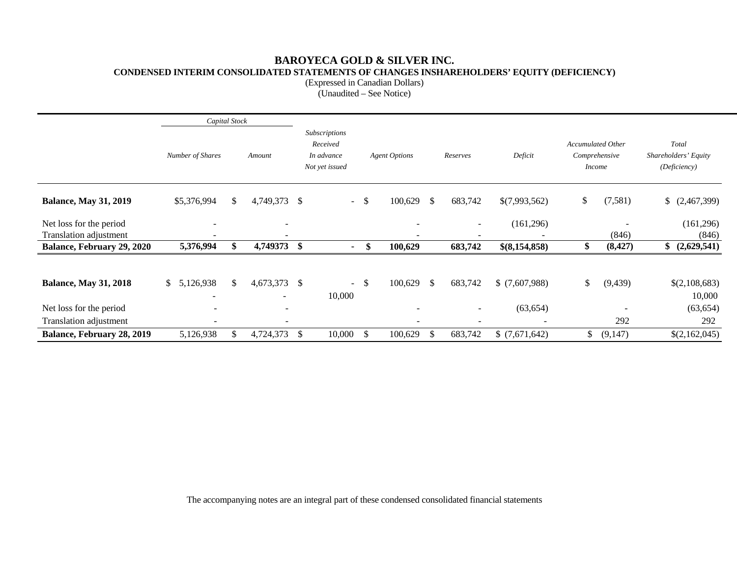# BAROYECA GOLD & SILVER INC.

## CONDENSED INTERIM CONSOLIDATED STATEMENTS OF CHANGES INSHAREHOLDERS' EQUITY (DEFICIENCY)

(Expressed in Canadian Dollars)
(Unaudited – See Notice)

| | *Capital Stock* | | *Subscriptions Received In advance Not yet issued* | *Agent Options* | *Reserves* | *Deficit* | *Accumulated Other Comprehensive Income* | *Total Shareholders' Equity (Deficiency)* |
|---|---|---|---|---|---|---|---|---|
| | *Number of Shares* | *Amount* | | | | | | |
| **Balance, May 31, 2019** | $5,376,994 | $ 4,749,373 | $ - | $ 100,629 | $ 683,742 | $(7,993,562) | $ (7,581) | $ (2,467,399) |
| Net loss for the period | - | - | | - | - | (161,296) | - | (161,296) |
| Translation adjustment | - | - | | - | - | - | (846) | (846) |
| **Balance, February 29, 2020** | **5,376,994** | **$ 4,749373** | **$ -** | **$ 100,629** | **683,742** | **$(8,154,858)** | **$ (8,427)** | **$ (2,629,541)** |
| | | | | | | | | |
| **Balance, May 31, 2018** | $ 5,126,938 | $ 4,673,373 | $ - | $ 100,629 | $ 683,742 | $ (7,607,988) | $ (9,439) | $(2,108,683) |
| | - | - | 10,000 | | | | | 10,000 |
| Net loss for the period | - | - | | - | - | (63,654) | - | (63,654) |
| Translation adjustment | - | - | | - | - | - | 292 | 292 |
| **Balance, February 28, 2019** | 5,126,938 | $ 4,724,373 | $ 10,000 | $ 100,629 | $ 683,742 | $ (7,671,642) | $ (9,147) | $(2,162,045) |

The accompanying notes are an integral part of these condensed consolidated financial statements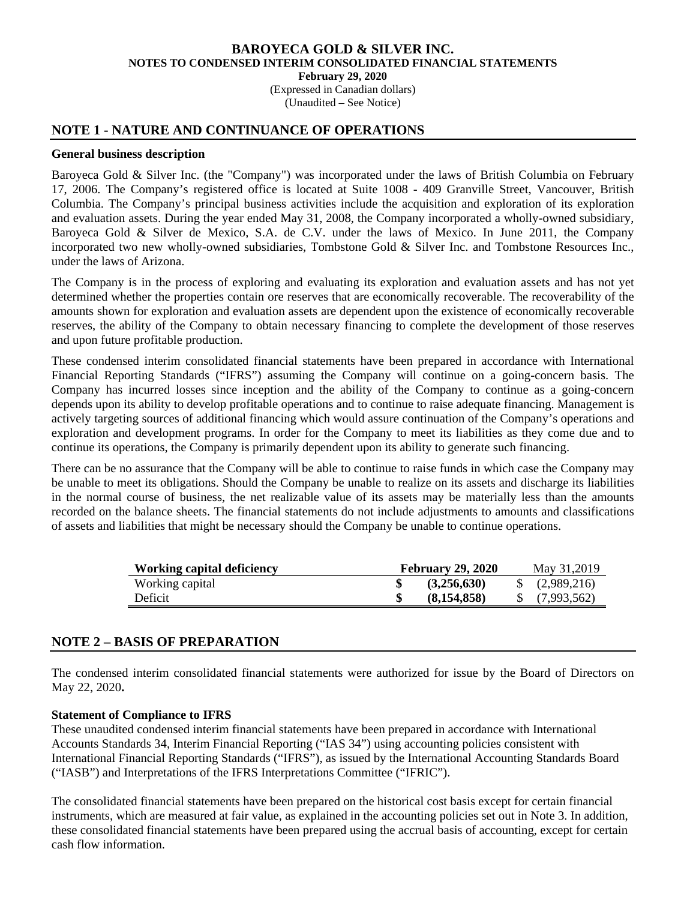## NOTE 1 - NATURE AND CONTINUANCE OF OPERATIONS

### General business description

Baroyeca Gold & Silver Inc. (the "Company") was incorporated under the laws of British Columbia on February 17, 2006. The Company's registered office is located at Suite 1008 - 409 Granville Street, Vancouver, British Columbia. The Company's principal business activities include the acquisition and exploration of its exploration and evaluation assets. During the year ended May 31, 2008, the Company incorporated a wholly-owned subsidiary, Baroyeca Gold & Silver de Mexico, S.A. de C.V. under the laws of Mexico. In June 2011, the Company incorporated two new wholly-owned subsidiaries, Tombstone Gold & Silver Inc. and Tombstone Resources Inc., under the laws of Arizona.

The Company is in the process of exploring and evaluating its exploration and evaluation assets and has not yet determined whether the properties contain ore reserves that are economically recoverable. The recoverability of the amounts shown for exploration and evaluation assets are dependent upon the existence of economically recoverable reserves, the ability of the Company to obtain necessary financing to complete the development of those reserves and upon future profitable production.

These condensed interim consolidated financial statements have been prepared in accordance with International Financial Reporting Standards ("IFRS") assuming the Company will continue on a going-concern basis. The Company has incurred losses since inception and the ability of the Company to continue as a going-concern depends upon its ability to develop profitable operations and to continue to raise adequate financing. Management is actively targeting sources of additional financing which would assure continuation of the Company's operations and exploration and development programs. In order for the Company to meet its liabilities as they come due and to continue its operations, the Company is primarily dependent upon its ability to generate such financing.

There can be no assurance that the Company will be able to continue to raise funds in which case the Company may be unable to meet its obligations. Should the Company be unable to realize on its assets and discharge its liabilities in the normal course of business, the net realizable value of its assets may be materially less than the amounts recorded on the balance sheets. The financial statements do not include adjustments to amounts and classifications of assets and liabilities that might be necessary should the Company be unable to continue operations.

| **Working capital deficiency** | **February 29, 2020** | May 31,2019 |
|---|---|---|
| Working capital | **$ (3,256,630)** | $ (2,989,216) |
| Deficit | **$ (8,154,858)** | $ (7,993,562) |

## NOTE 2 – BASIS OF PREPARATION

The condensed interim consolidated financial statements were authorized for issue by the Board of Directors on May 22, 2020**.**

### Statement of Compliance to IFRS

These unaudited condensed interim financial statements have been prepared in accordance with International Accounts Standards 34, Interim Financial Reporting ("IAS 34") using accounting policies consistent with International Financial Reporting Standards ("IFRS"), as issued by the International Accounting Standards Board ("IASB") and Interpretations of the IFRS Interpretations Committee ("IFRIC").

The consolidated financial statements have been prepared on the historical cost basis except for certain financial instruments, which are measured at fair value, as explained in the accounting policies set out in Note 3. In addition, these consolidated financial statements have been prepared using the accrual basis of accounting, except for certain cash flow information.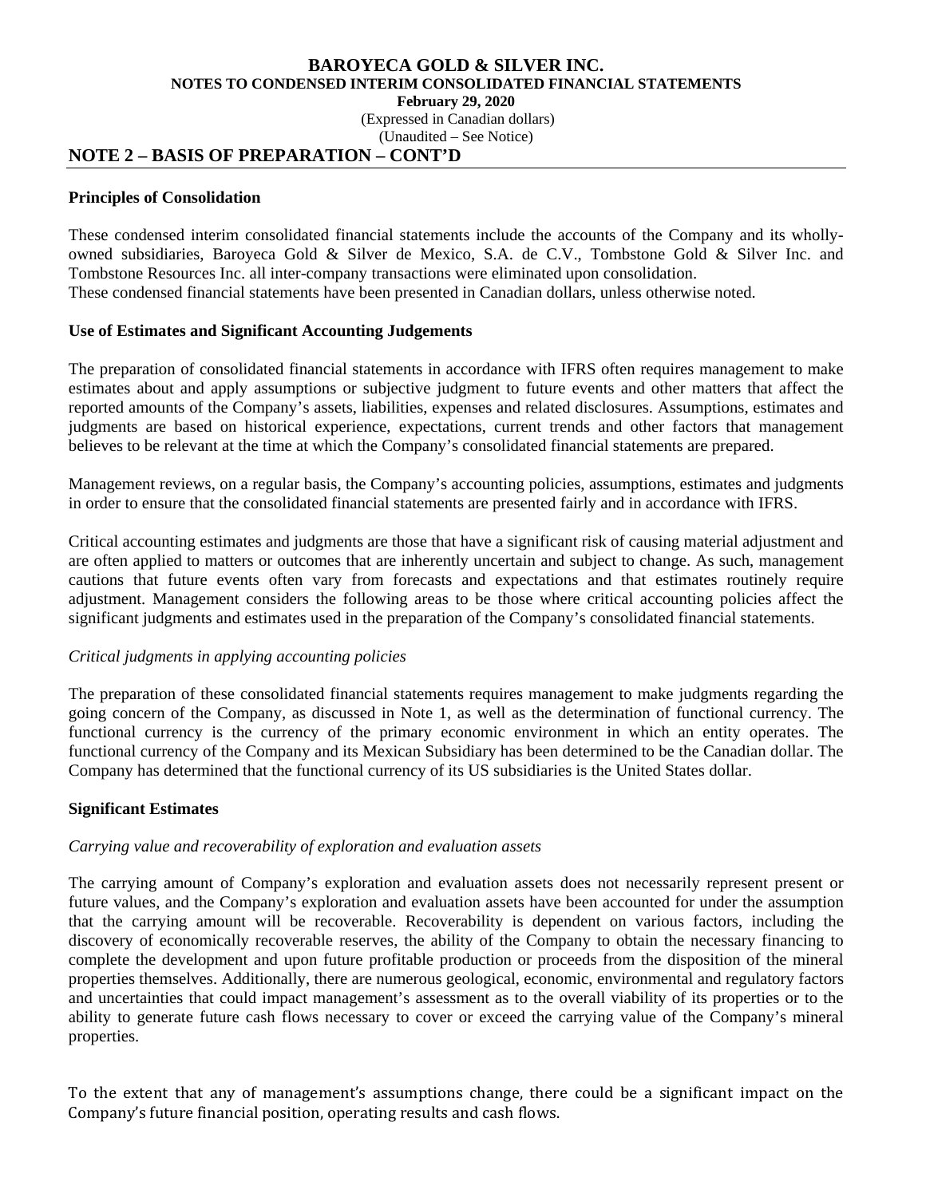## NOTE 2 – BASIS OF PREPARATION – CONT'D

**Principles of Consolidation**

These condensed interim consolidated financial statements include the accounts of the Company and its wholly-owned subsidiaries, Baroyeca Gold & Silver de Mexico, S.A. de C.V., Tombstone Gold & Silver Inc. and Tombstone Resources Inc. all inter-company transactions were eliminated upon consolidation.
These condensed financial statements have been presented in Canadian dollars, unless otherwise noted.

**Use of Estimates and Significant Accounting Judgements**

The preparation of consolidated financial statements in accordance with IFRS often requires management to make estimates about and apply assumptions or subjective judgment to future events and other matters that affect the reported amounts of the Company's assets, liabilities, expenses and related disclosures. Assumptions, estimates and judgments are based on historical experience, expectations, current trends and other factors that management believes to be relevant at the time at which the Company's consolidated financial statements are prepared.

Management reviews, on a regular basis, the Company's accounting policies, assumptions, estimates and judgments in order to ensure that the consolidated financial statements are presented fairly and in accordance with IFRS.

Critical accounting estimates and judgments are those that have a significant risk of causing material adjustment and are often applied to matters or outcomes that are inherently uncertain and subject to change. As such, management cautions that future events often vary from forecasts and expectations and that estimates routinely require adjustment. Management considers the following areas to be those where critical accounting policies affect the significant judgments and estimates used in the preparation of the Company's consolidated financial statements.

*Critical judgments in applying accounting policies*

The preparation of these consolidated financial statements requires management to make judgments regarding the going concern of the Company, as discussed in Note 1, as well as the determination of functional currency. The functional currency is the currency of the primary economic environment in which an entity operates. The functional currency of the Company and its Mexican Subsidiary has been determined to be the Canadian dollar. The Company has determined that the functional currency of its US subsidiaries is the United States dollar.

**Significant Estimates**

*Carrying value and recoverability of exploration and evaluation assets*

The carrying amount of Company's exploration and evaluation assets does not necessarily represent present or future values, and the Company's exploration and evaluation assets have been accounted for under the assumption that the carrying amount will be recoverable. Recoverability is dependent on various factors, including the discovery of economically recoverable reserves, the ability of the Company to obtain the necessary financing to complete the development and upon future profitable production or proceeds from the disposition of the mineral properties themselves. Additionally, there are numerous geological, economic, environmental and regulatory factors and uncertainties that could impact management's assessment as to the overall viability of its properties or to the ability to generate future cash flows necessary to cover or exceed the carrying value of the Company's mineral properties.

To the extent that any of management's assumptions change, there could be a significant impact on the Company's future financial position, operating results and cash flows.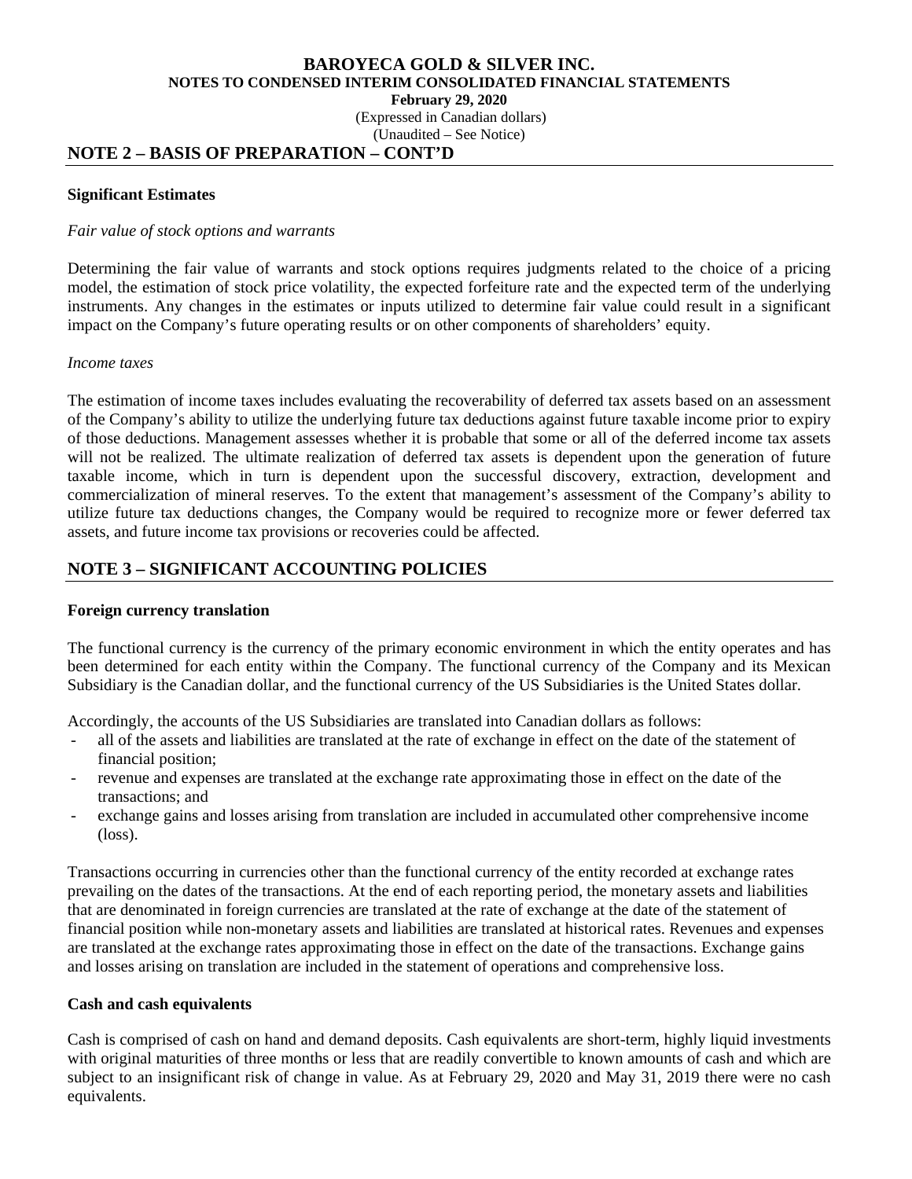## NOTE 2 – BASIS OF PREPARATION – CONT'D

**Significant Estimates**

*Fair value of stock options and warrants*

Determining the fair value of warrants and stock options requires judgments related to the choice of a pricing model, the estimation of stock price volatility, the expected forfeiture rate and the expected term of the underlying instruments. Any changes in the estimates or inputs utilized to determine fair value could result in a significant impact on the Company's future operating results or on other components of shareholders' equity.

*Income taxes*

The estimation of income taxes includes evaluating the recoverability of deferred tax assets based on an assessment of the Company's ability to utilize the underlying future tax deductions against future taxable income prior to expiry of those deductions. Management assesses whether it is probable that some or all of the deferred income tax assets will not be realized. The ultimate realization of deferred tax assets is dependent upon the generation of future taxable income, which in turn is dependent upon the successful discovery, extraction, development and commercialization of mineral reserves. To the extent that management's assessment of the Company's ability to utilize future tax deductions changes, the Company would be required to recognize more or fewer deferred tax assets, and future income tax provisions or recoveries could be affected.

## NOTE 3 – SIGNIFICANT ACCOUNTING POLICIES

**Foreign currency translation**

The functional currency is the currency of the primary economic environment in which the entity operates and has been determined for each entity within the Company. The functional currency of the Company and its Mexican Subsidiary is the Canadian dollar, and the functional currency of the US Subsidiaries is the United States dollar.

Accordingly, the accounts of the US Subsidiaries are translated into Canadian dollars as follows:

- all of the assets and liabilities are translated at the rate of exchange in effect on the date of the statement of financial position;
- revenue and expenses are translated at the exchange rate approximating those in effect on the date of the transactions; and
- exchange gains and losses arising from translation are included in accumulated other comprehensive income (loss).

Transactions occurring in currencies other than the functional currency of the entity recorded at exchange rates prevailing on the dates of the transactions. At the end of each reporting period, the monetary assets and liabilities that are denominated in foreign currencies are translated at the rate of exchange at the date of the statement of financial position while non-monetary assets and liabilities are translated at historical rates. Revenues and expenses are translated at the exchange rates approximating those in effect on the date of the transactions. Exchange gains and losses arising on translation are included in the statement of operations and comprehensive loss.

**Cash and cash equivalents**

Cash is comprised of cash on hand and demand deposits. Cash equivalents are short-term, highly liquid investments with original maturities of three months or less that are readily convertible to known amounts of cash and which are subject to an insignificant risk of change in value. As at February 29, 2020 and May 31, 2019 there were no cash equivalents.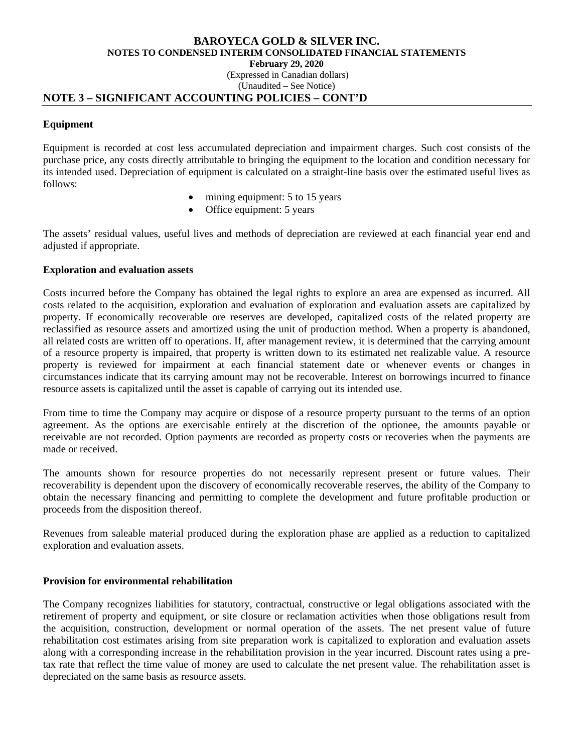## NOTE 3 – SIGNIFICANT ACCOUNTING POLICIES – CONT'D

### Equipment

Equipment is recorded at cost less accumulated depreciation and impairment charges. Such cost consists of the purchase price, any costs directly attributable to bringing the equipment to the location and condition necessary for its intended used. Depreciation of equipment is calculated on a straight-line basis over the estimated useful lives as follows:

- mining equipment: 5 to 15 years
- Office equipment: 5 years

The assets' residual values, useful lives and methods of depreciation are reviewed at each financial year end and adjusted if appropriate.

### Exploration and evaluation assets

Costs incurred before the Company has obtained the legal rights to explore an area are expensed as incurred. All costs related to the acquisition, exploration and evaluation of exploration and evaluation assets are capitalized by property. If economically recoverable ore reserves are developed, capitalized costs of the related property are reclassified as resource assets and amortized using the unit of production method. When a property is abandoned, all related costs are written off to operations. If, after management review, it is determined that the carrying amount of a resource property is impaired, that property is written down to its estimated net realizable value. A resource property is reviewed for impairment at each financial statement date or whenever events or changes in circumstances indicate that its carrying amount may not be recoverable. Interest on borrowings incurred to finance resource assets is capitalized until the asset is capable of carrying out its intended use.

From time to time the Company may acquire or dispose of a resource property pursuant to the terms of an option agreement. As the options are exercisable entirely at the discretion of the optionee, the amounts payable or receivable are not recorded. Option payments are recorded as property costs or recoveries when the payments are made or received.

The amounts shown for resource properties do not necessarily represent present or future values. Their recoverability is dependent upon the discovery of economically recoverable reserves, the ability of the Company to obtain the necessary financing and permitting to complete the development and future profitable production or proceeds from the disposition thereof.

Revenues from saleable material produced during the exploration phase are applied as a reduction to capitalized exploration and evaluation assets.

### Provision for environmental rehabilitation

The Company recognizes liabilities for statutory, contractual, constructive or legal obligations associated with the retirement of property and equipment, or site closure or reclamation activities when those obligations result from the acquisition, construction, development or normal operation of the assets. The net present value of future rehabilitation cost estimates arising from site preparation work is capitalized to exploration and evaluation assets along with a corresponding increase in the rehabilitation provision in the year incurred. Discount rates using a pre-tax rate that reflect the time value of money are used to calculate the net present value. The rehabilitation asset is depreciated on the same basis as resource assets.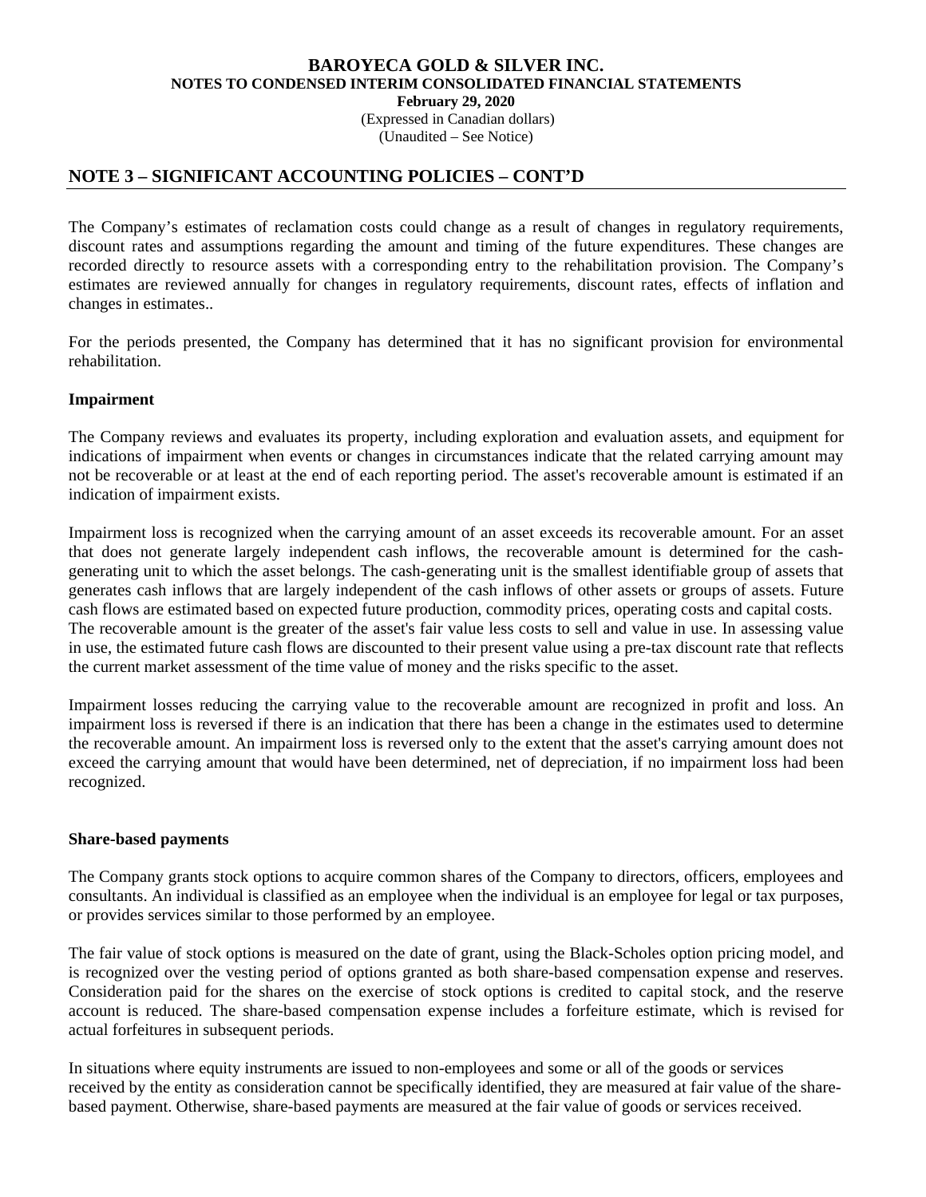## NOTE 3 – SIGNIFICANT ACCOUNTING POLICIES – CONT'D

The Company's estimates of reclamation costs could change as a result of changes in regulatory requirements, discount rates and assumptions regarding the amount and timing of the future expenditures. These changes are recorded directly to resource assets with a corresponding entry to the rehabilitation provision. The Company's estimates are reviewed annually for changes in regulatory requirements, discount rates, effects of inflation and changes in estimates..

For the periods presented, the Company has determined that it has no significant provision for environmental rehabilitation.

### Impairment

The Company reviews and evaluates its property, including exploration and evaluation assets, and equipment for indications of impairment when events or changes in circumstances indicate that the related carrying amount may not be recoverable or at least at the end of each reporting period. The asset's recoverable amount is estimated if an indication of impairment exists.

Impairment loss is recognized when the carrying amount of an asset exceeds its recoverable amount. For an asset that does not generate largely independent cash inflows, the recoverable amount is determined for the cash-generating unit to which the asset belongs. The cash-generating unit is the smallest identifiable group of assets that generates cash inflows that are largely independent of the cash inflows of other assets or groups of assets. Future cash flows are estimated based on expected future production, commodity prices, operating costs and capital costs. The recoverable amount is the greater of the asset's fair value less costs to sell and value in use. In assessing value in use, the estimated future cash flows are discounted to their present value using a pre-tax discount rate that reflects the current market assessment of the time value of money and the risks specific to the asset.

Impairment losses reducing the carrying value to the recoverable amount are recognized in profit and loss. An impairment loss is reversed if there is an indication that there has been a change in the estimates used to determine the recoverable amount. An impairment loss is reversed only to the extent that the asset's carrying amount does not exceed the carrying amount that would have been determined, net of depreciation, if no impairment loss had been recognized.

### Share-based payments

The Company grants stock options to acquire common shares of the Company to directors, officers, employees and consultants. An individual is classified as an employee when the individual is an employee for legal or tax purposes, or provides services similar to those performed by an employee.

The fair value of stock options is measured on the date of grant, using the Black-Scholes option pricing model, and is recognized over the vesting period of options granted as both share-based compensation expense and reserves. Consideration paid for the shares on the exercise of stock options is credited to capital stock, and the reserve account is reduced. The share-based compensation expense includes a forfeiture estimate, which is revised for actual forfeitures in subsequent periods.

In situations where equity instruments are issued to non-employees and some or all of the goods or services received by the entity as consideration cannot be specifically identified, they are measured at fair value of the share-based payment. Otherwise, share-based payments are measured at the fair value of goods or services received.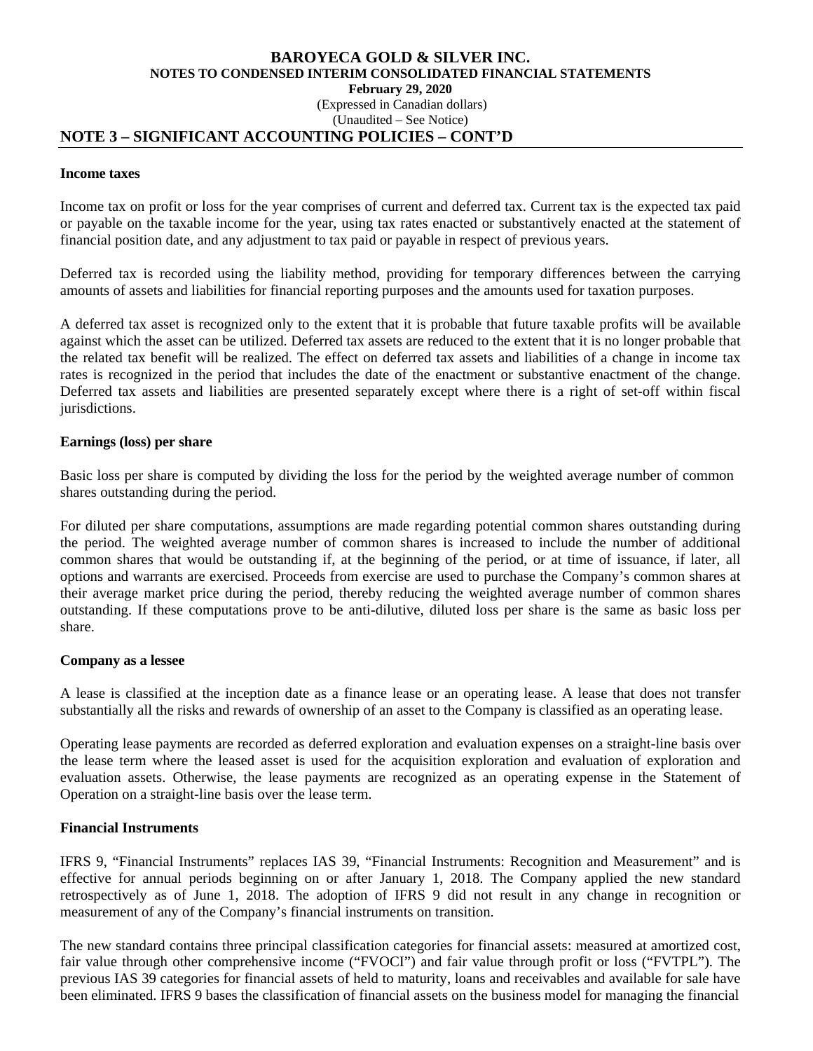## NOTE 3 – SIGNIFICANT ACCOUNTING POLICIES – CONT'D

**Income taxes**

Income tax on profit or loss for the year comprises of current and deferred tax. Current tax is the expected tax paid or payable on the taxable income for the year, using tax rates enacted or substantively enacted at the statement of financial position date, and any adjustment to tax paid or payable in respect of previous years.

Deferred tax is recorded using the liability method, providing for temporary differences between the carrying amounts of assets and liabilities for financial reporting purposes and the amounts used for taxation purposes.

A deferred tax asset is recognized only to the extent that it is probable that future taxable profits will be available against which the asset can be utilized. Deferred tax assets are reduced to the extent that it is no longer probable that the related tax benefit will be realized. The effect on deferred tax assets and liabilities of a change in income tax rates is recognized in the period that includes the date of the enactment or substantive enactment of the change. Deferred tax assets and liabilities are presented separately except where there is a right of set-off within fiscal jurisdictions.

**Earnings (loss) per share**

Basic loss per share is computed by dividing the loss for the period by the weighted average number of common shares outstanding during the period.

For diluted per share computations, assumptions are made regarding potential common shares outstanding during the period. The weighted average number of common shares is increased to include the number of additional common shares that would be outstanding if, at the beginning of the period, or at time of issuance, if later, all options and warrants are exercised. Proceeds from exercise are used to purchase the Company's common shares at their average market price during the period, thereby reducing the weighted average number of common shares outstanding. If these computations prove to be anti-dilutive, diluted loss per share is the same as basic loss per share.

**Company as a lessee**

A lease is classified at the inception date as a finance lease or an operating lease. A lease that does not transfer substantially all the risks and rewards of ownership of an asset to the Company is classified as an operating lease.

Operating lease payments are recorded as deferred exploration and evaluation expenses on a straight-line basis over the lease term where the leased asset is used for the acquisition exploration and evaluation of exploration and evaluation assets. Otherwise, the lease payments are recognized as an operating expense in the Statement of Operation on a straight-line basis over the lease term.

**Financial Instruments**

IFRS 9, "Financial Instruments" replaces IAS 39, "Financial Instruments: Recognition and Measurement" and is effective for annual periods beginning on or after January 1, 2018. The Company applied the new standard retrospectively as of June 1, 2018. The adoption of IFRS 9 did not result in any change in recognition or measurement of any of the Company's financial instruments on transition.

The new standard contains three principal classification categories for financial assets: measured at amortized cost, fair value through other comprehensive income ("FVOCI") and fair value through profit or loss ("FVTPL"). The previous IAS 39 categories for financial assets of held to maturity, loans and receivables and available for sale have been eliminated. IFRS 9 bases the classification of financial assets on the business model for managing the financial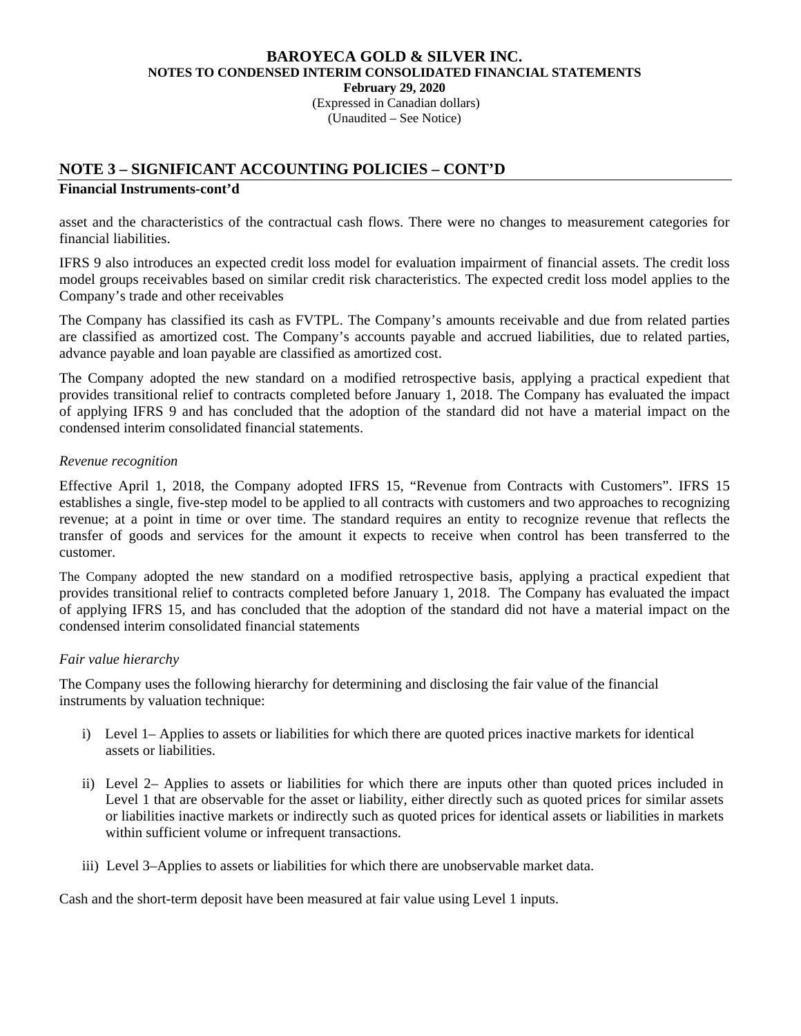## NOTE 3 – SIGNIFICANT ACCOUNTING POLICIES – CONT'D

**Financial Instruments-cont'd**

asset and the characteristics of the contractual cash flows. There were no changes to measurement categories for financial liabilities.

IFRS 9 also introduces an expected credit loss model for evaluation impairment of financial assets. The credit loss model groups receivables based on similar credit risk characteristics. The expected credit loss model applies to the Company's trade and other receivables

The Company has classified its cash as FVTPL. The Company's amounts receivable and due from related parties are classified as amortized cost. The Company's accounts payable and accrued liabilities, due to related parties, advance payable and loan payable are classified as amortized cost.

The Company adopted the new standard on a modified retrospective basis, applying a practical expedient that provides transitional relief to contracts completed before January 1, 2018. The Company has evaluated the impact of applying IFRS 9 and has concluded that the adoption of the standard did not have a material impact on the condensed interim consolidated financial statements.

*Revenue recognition*

Effective April 1, 2018, the Company adopted IFRS 15, "Revenue from Contracts with Customers". IFRS 15 establishes a single, five-step model to be applied to all contracts with customers and two approaches to recognizing revenue; at a point in time or over time. The standard requires an entity to recognize revenue that reflects the transfer of goods and services for the amount it expects to receive when control has been transferred to the customer.

The Company adopted the new standard on a modified retrospective basis, applying a practical expedient that provides transitional relief to contracts completed before January 1, 2018. The Company has evaluated the impact of applying IFRS 15, and has concluded that the adoption of the standard did not have a material impact on the condensed interim consolidated financial statements

*Fair value hierarchy*

The Company uses the following hierarchy for determining and disclosing the fair value of the financial instruments by valuation technique:

i) Level 1– Applies to assets or liabilities for which there are quoted prices inactive markets for identical assets or liabilities.

ii) Level 2– Applies to assets or liabilities for which there are inputs other than quoted prices included in Level 1 that are observable for the asset or liability, either directly such as quoted prices for similar assets or liabilities inactive markets or indirectly such as quoted prices for identical assets or liabilities in markets within sufficient volume or infrequent transactions.

iii) Level 3–Applies to assets or liabilities for which there are unobservable market data.

Cash and the short-term deposit have been measured at fair value using Level 1 inputs.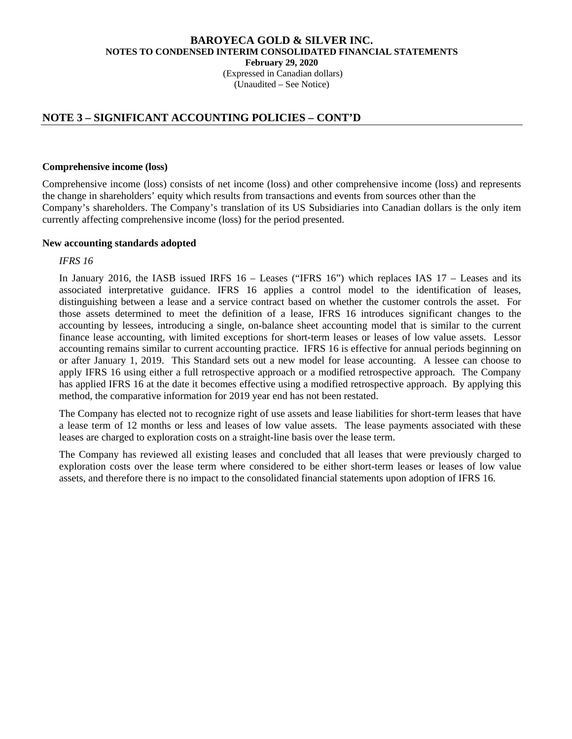## NOTE 3 – SIGNIFICANT ACCOUNTING POLICIES – CONT'D

**Comprehensive income (loss)**

Comprehensive income (loss) consists of net income (loss) and other comprehensive income (loss) and represents the change in shareholders' equity which results from transactions and events from sources other than the Company's shareholders. The Company's translation of its US Subsidiaries into Canadian dollars is the only item currently affecting comprehensive income (loss) for the period presented.

**New accounting standards adopted**

*IFRS 16*

In January 2016, the IASB issued IRFS 16 – Leases ("IFRS 16") which replaces IAS 17 – Leases and its associated interpretative guidance. IFRS 16 applies a control model to the identification of leases, distinguishing between a lease and a service contract based on whether the customer controls the asset. For those assets determined to meet the definition of a lease, IFRS 16 introduces significant changes to the accounting by lessees, introducing a single, on-balance sheet accounting model that is similar to the current finance lease accounting, with limited exceptions for short-term leases or leases of low value assets. Lessor accounting remains similar to current accounting practice. IFRS 16 is effective for annual periods beginning on or after January 1, 2019. This Standard sets out a new model for lease accounting. A lessee can choose to apply IFRS 16 using either a full retrospective approach or a modified retrospective approach. The Company has applied IFRS 16 at the date it becomes effective using a modified retrospective approach. By applying this method, the comparative information for 2019 year end has not been restated.

The Company has elected not to recognize right of use assets and lease liabilities for short-term leases that have a lease term of 12 months or less and leases of low value assets. The lease payments associated with these leases are charged to exploration costs on a straight-line basis over the lease term.

The Company has reviewed all existing leases and concluded that all leases that were previously charged to exploration costs over the lease term where considered to be either short-term leases or leases of low value assets, and therefore there is no impact to the consolidated financial statements upon adoption of IFRS 16.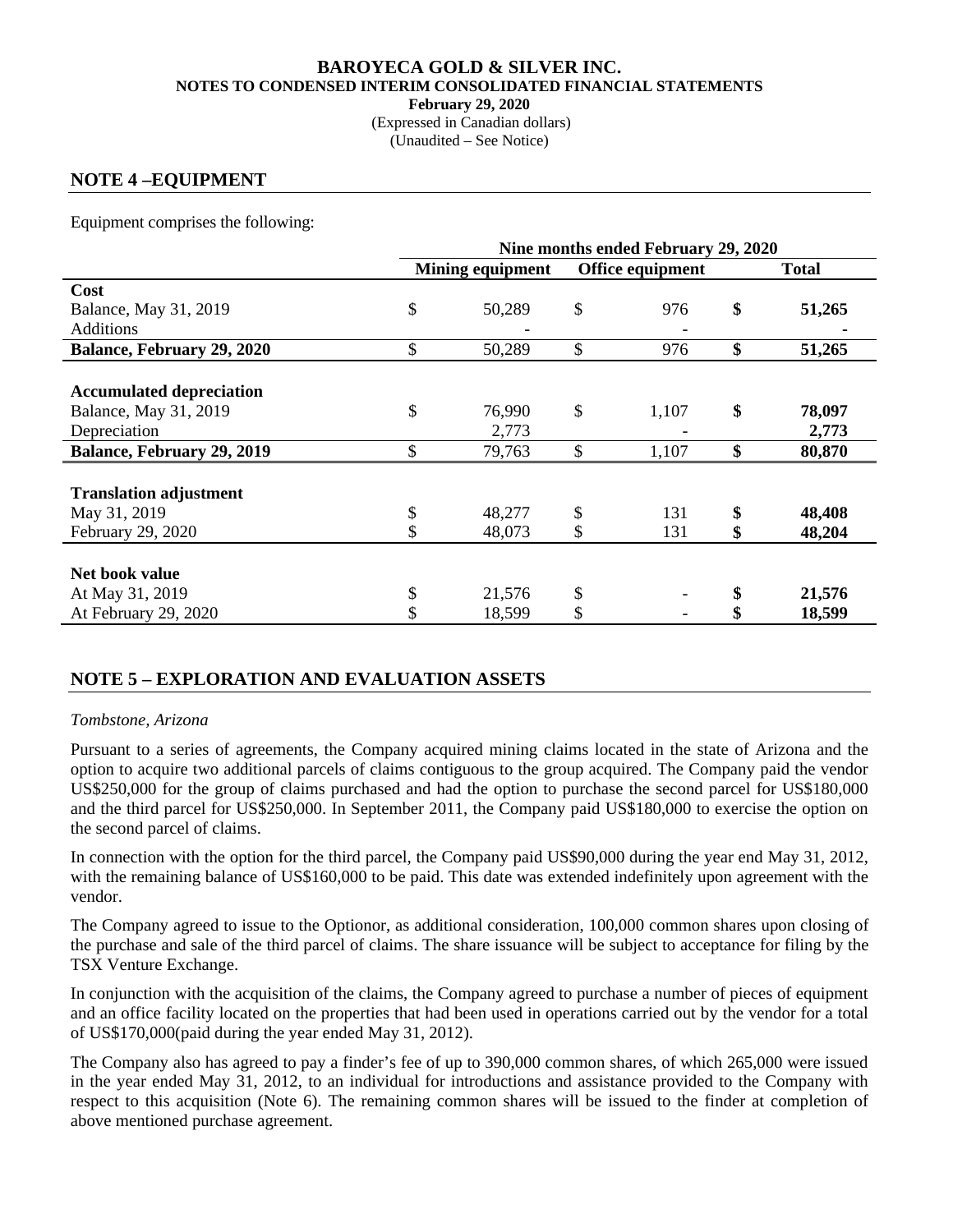## NOTE 4 –EQUIPMENT

Equipment comprises the following:

| | Nine months ended February 29, 2020 | | | | | |
|---|---|---|---|---|---|---|
| | Mining equipment | | Office equipment | | Total | |
| **Cost** | | | | | | |
| Balance, May 31, 2019 | $ | 50,289 | $ | 976 | **$** | **51,265** |
| Additions | | - | | - | | **-** |
| **Balance, February 29, 2020** | $ | 50,289 | $ | 976 | **$** | **51,265** |
| | | | | | | |
| **Accumulated depreciation** | | | | | | |
| Balance, May 31, 2019 | $ | 76,990 | $ | 1,107 | **$** | **78,097** |
| Depreciation | | 2,773 | | - | | **2,773** |
| **Balance, February 29, 2019** | $ | 79,763 | $ | 1,107 | **$** | **80,870** |
| | | | | | | |
| **Translation adjustment** | | | | | | |
| May 31, 2019 | $ | 48,277 | $ | 131 | **$** | **48,408** |
| February 29, 2020 | $ | 48,073 | $ | 131 | **$** | **48,204** |
| | | | | | | |
| **Net book value** | | | | | | |
| At May 31, 2019 | $ | 21,576 | $ | - | **$** | **21,576** |
| At February 29, 2020 | $ | 18,599 | $ | - | **$** | **18,599** |

## NOTE 5 – EXPLORATION AND EVALUATION ASSETS

*Tombstone, Arizona*

Pursuant to a series of agreements, the Company acquired mining claims located in the state of Arizona and the option to acquire two additional parcels of claims contiguous to the group acquired. The Company paid the vendor US$250,000 for the group of claims purchased and had the option to purchase the second parcel for US$180,000 and the third parcel for US$250,000. In September 2011, the Company paid US$180,000 to exercise the option on the second parcel of claims.

In connection with the option for the third parcel, the Company paid US$90,000 during the year end May 31, 2012, with the remaining balance of US$160,000 to be paid. This date was extended indefinitely upon agreement with the vendor.

The Company agreed to issue to the Optionor, as additional consideration, 100,000 common shares upon closing of the purchase and sale of the third parcel of claims. The share issuance will be subject to acceptance for filing by the TSX Venture Exchange.

In conjunction with the acquisition of the claims, the Company agreed to purchase a number of pieces of equipment and an office facility located on the properties that had been used in operations carried out by the vendor for a total of US$170,000(paid during the year ended May 31, 2012).

The Company also has agreed to pay a finder's fee of up to 390,000 common shares, of which 265,000 were issued in the year ended May 31, 2012, to an individual for introductions and assistance provided to the Company with respect to this acquisition (Note 6). The remaining common shares will be issued to the finder at completion of above mentioned purchase agreement.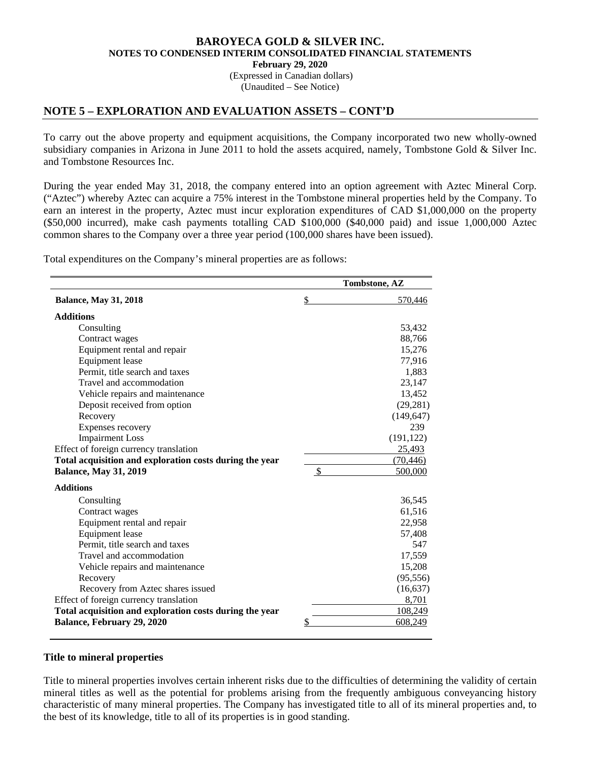## NOTE 5 – EXPLORATION AND EVALUATION ASSETS – CONT'D

To carry out the above property and equipment acquisitions, the Company incorporated two new wholly-owned subsidiary companies in Arizona in June 2011 to hold the assets acquired, namely, Tombstone Gold & Silver Inc. and Tombstone Resources Inc.

During the year ended May 31, 2018, the company entered into an option agreement with Aztec Mineral Corp. ("Aztec") whereby Aztec can acquire a 75% interest in the Tombstone mineral properties held by the Company. To earn an interest in the property, Aztec must incur exploration expenditures of CAD $1,000,000 on the property ($50,000 incurred), make cash payments totalling CAD $100,000 ($40,000 paid) and issue 1,000,000 Aztec common shares to the Company over a three year period (100,000 shares have been issued).

Total expenditures on the Company's mineral properties are as follows:

| | Tombstone, AZ |
|---|---|
| **Balance, May 31, 2018** | $ 570,446 |
| **Additions** | |
| Consulting | 53,432 |
| Contract wages | 88,766 |
| Equipment rental and repair | 15,276 |
| Equipment lease | 77,916 |
| Permit, title search and taxes | 1,883 |
| Travel and accommodation | 23,147 |
| Vehicle repairs and maintenance | 13,452 |
| Deposit received from option | (29,281) |
| Recovery | (149,647) |
| Expenses recovery | 239 |
| Impairment Loss | (191,122) |
| Effect of foreign currency translation | 25,493 |
| **Total acquisition and exploration costs during the year** | (70,446) |
| **Balance, May 31, 2019** | $ 500,000 |
| **Additions** | |
| Consulting | 36,545 |
| Contract wages | 61,516 |
| Equipment rental and repair | 22,958 |
| Equipment lease | 57,408 |
| Permit, title search and taxes | 547 |
| Travel and accommodation | 17,559 |
| Vehicle repairs and maintenance | 15,208 |
| Recovery | (95,556) |
| Recovery from Aztec shares issued | (16,637) |
| Effect of foreign currency translation | 8,701 |
| **Total acquisition and exploration costs during the year** | 108,249 |
| **Balance, February 29, 2020** | $ 608,249 |

### Title to mineral properties

Title to mineral properties involves certain inherent risks due to the difficulties of determining the validity of certain mineral titles as well as the potential for problems arising from the frequently ambiguous conveyancing history characteristic of many mineral properties. The Company has investigated title to all of its mineral properties and, to the best of its knowledge, title to all of its properties is in good standing.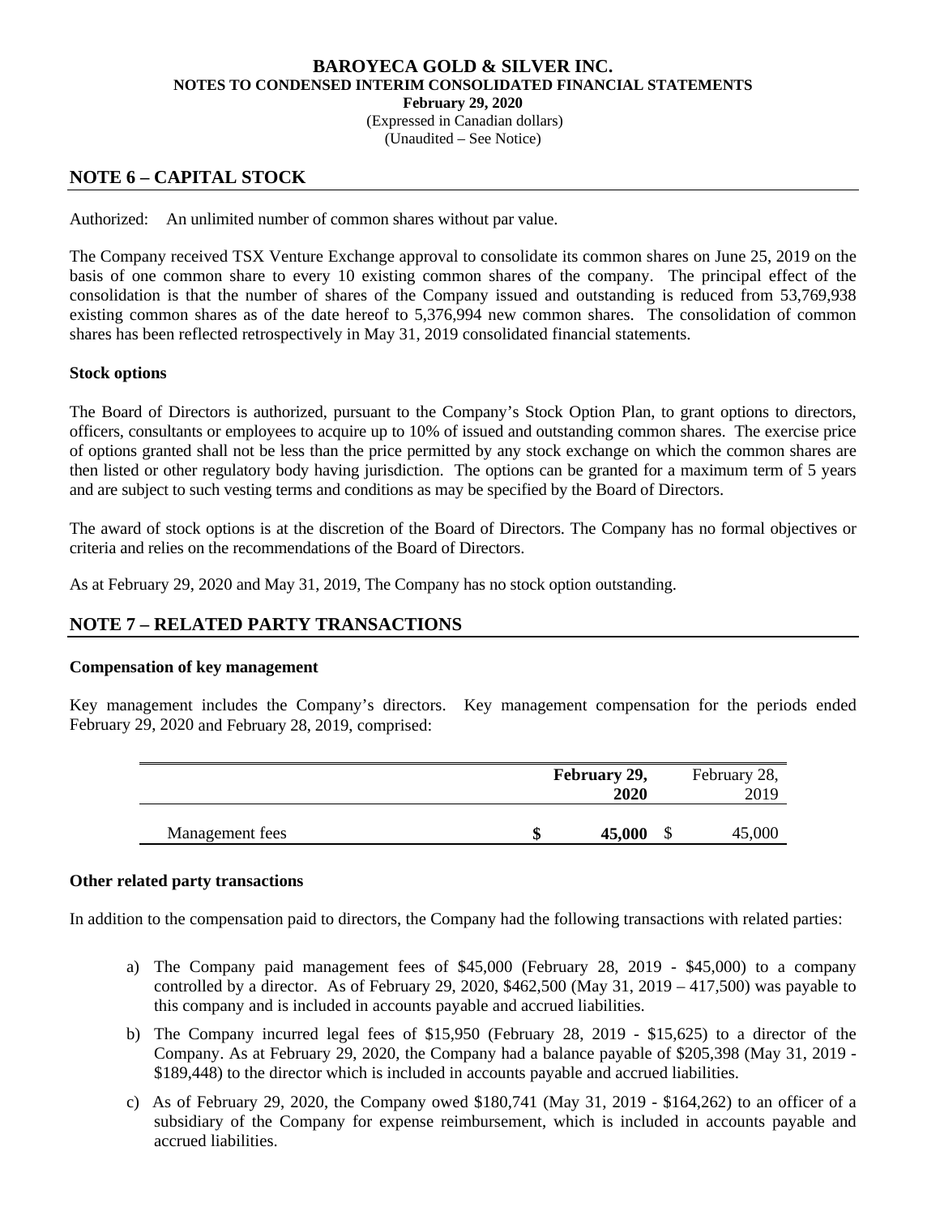## NOTE 6 – CAPITAL STOCK

Authorized: An unlimited number of common shares without par value.

The Company received TSX Venture Exchange approval to consolidate its common shares on June 25, 2019 on the basis of one common share to every 10 existing common shares of the company. The principal effect of the consolidation is that the number of shares of the Company issued and outstanding is reduced from 53,769,938 existing common shares as of the date hereof to 5,376,994 new common shares. The consolidation of common shares has been reflected retrospectively in May 31, 2019 consolidated financial statements.

### Stock options

The Board of Directors is authorized, pursuant to the Company's Stock Option Plan, to grant options to directors, officers, consultants or employees to acquire up to 10% of issued and outstanding common shares. The exercise price of options granted shall not be less than the price permitted by any stock exchange on which the common shares are then listed or other regulatory body having jurisdiction. The options can be granted for a maximum term of 5 years and are subject to such vesting terms and conditions as may be specified by the Board of Directors.

The award of stock options is at the discretion of the Board of Directors. The Company has no formal objectives or criteria and relies on the recommendations of the Board of Directors.

As at February 29, 2020 and May 31, 2019, The Company has no stock option outstanding.

## NOTE 7 – RELATED PARTY TRANSACTIONS

### Compensation of key management

Key management includes the Company's directors. Key management compensation for the periods ended February 29, 2020 and February 28, 2019, comprised:

| | **February 29, 2020** | February 28, 2019 |
|---|---|---|
| Management fees | **$ 45,000** | $ 45,000 |

### Other related party transactions

In addition to the compensation paid to directors, the Company had the following transactions with related parties:

a) The Company paid management fees of $45,000 (February 28, 2019 - $45,000) to a company controlled by a director. As of February 29, 2020, $462,500 (May 31, 2019 – 417,500) was payable to this company and is included in accounts payable and accrued liabilities.

b) The Company incurred legal fees of $15,950 (February 28, 2019 - $15,625) to a director of the Company. As at February 29, 2020, the Company had a balance payable of $205,398 (May 31, 2019 - $189,448) to the director which is included in accounts payable and accrued liabilities.

c) As of February 29, 2020, the Company owed $180,741 (May 31, 2019 - $164,262) to an officer of a subsidiary of the Company for expense reimbursement, which is included in accounts payable and accrued liabilities.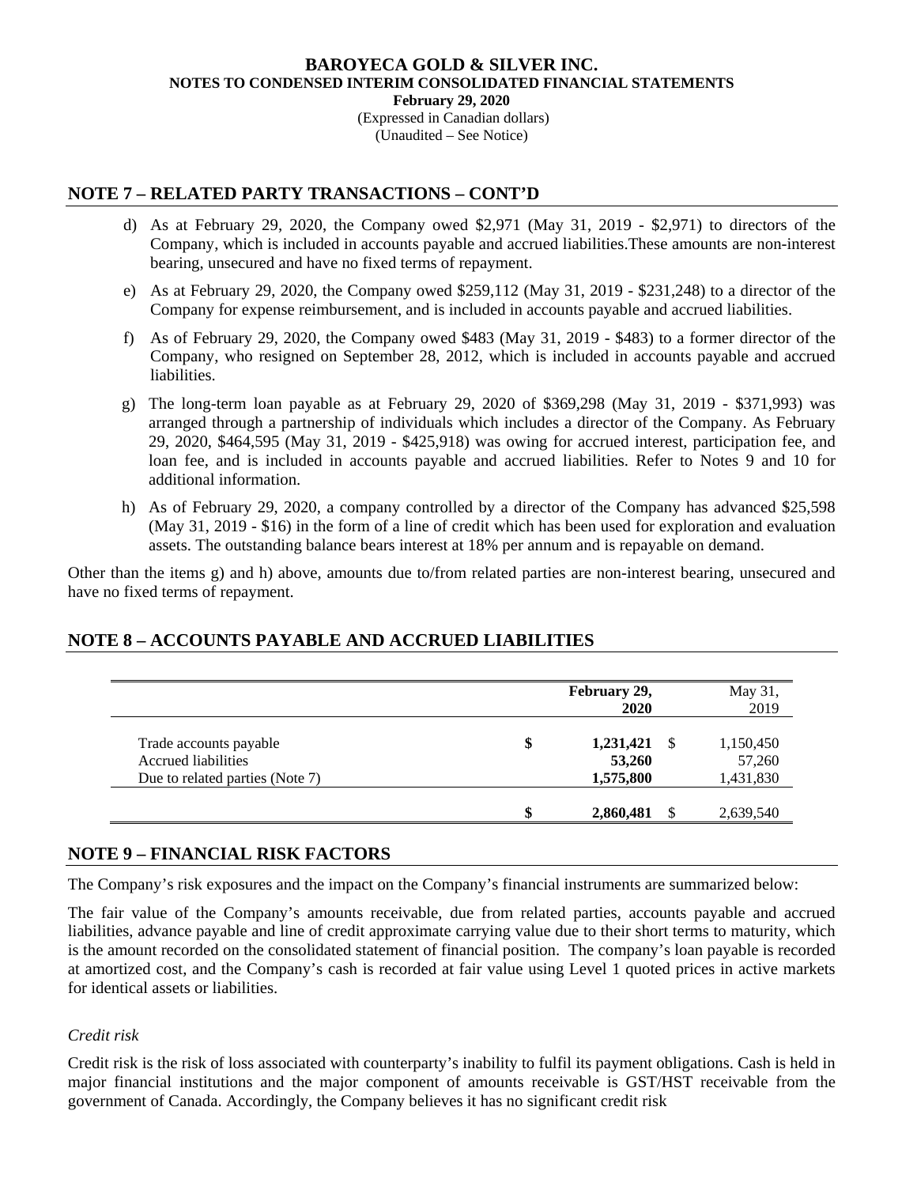## NOTE 7 – RELATED PARTY TRANSACTIONS – CONT'D

d) As at February 29, 2020, the Company owed $2,971 (May 31, 2019 - $2,971) to directors of the Company, which is included in accounts payable and accrued liabilities.These amounts are non-interest bearing, unsecured and have no fixed terms of repayment.

e) As at February 29, 2020, the Company owed $259,112 (May 31, 2019 - $231,248) to a director of the Company for expense reimbursement, and is included in accounts payable and accrued liabilities.

f) As of February 29, 2020, the Company owed $483 (May 31, 2019 - $483) to a former director of the Company, who resigned on September 28, 2012, which is included in accounts payable and accrued liabilities.

g) The long-term loan payable as at February 29, 2020 of $369,298 (May 31, 2019 - $371,993) was arranged through a partnership of individuals which includes a director of the Company. As February 29, 2020, $464,595 (May 31, 2019 - $425,918) was owing for accrued interest, participation fee, and loan fee, and is included in accounts payable and accrued liabilities. Refer to Notes 9 and 10 for additional information.

h) As of February 29, 2020, a company controlled by a director of the Company has advanced $25,598 (May 31, 2019 - $16) in the form of a line of credit which has been used for exploration and evaluation assets. The outstanding balance bears interest at 18% per annum and is repayable on demand.

Other than the items g) and h) above, amounts due to/from related parties are non-interest bearing, unsecured and have no fixed terms of repayment.

## NOTE 8 – ACCOUNTS PAYABLE AND ACCRUED LIABILITIES

| | | February 29, 2020 | | May 31, 2019 |
|---|---|---|---|---|
| Trade accounts payable | $ | **1,231,421** | $ | 1,150,450 |
| Accrued liabilities | | **53,260** | | 57,260 |
| Due to related parties (Note 7) | | **1,575,800** | | 1,431,830 |
| | **$** | **2,860,481** | $ | 2,639,540 |

## NOTE 9 – FINANCIAL RISK FACTORS

The Company's risk exposures and the impact on the Company's financial instruments are summarized below:

The fair value of the Company's amounts receivable, due from related parties, accounts payable and accrued liabilities, advance payable and line of credit approximate carrying value due to their short terms to maturity, which is the amount recorded on the consolidated statement of financial position. The company's loan payable is recorded at amortized cost, and the Company's cash is recorded at fair value using Level 1 quoted prices in active markets for identical assets or liabilities.

*Credit risk*

Credit risk is the risk of loss associated with counterparty's inability to fulfil its payment obligations. Cash is held in major financial institutions and the major component of amounts receivable is GST/HST receivable from the government of Canada. Accordingly, the Company believes it has no significant credit risk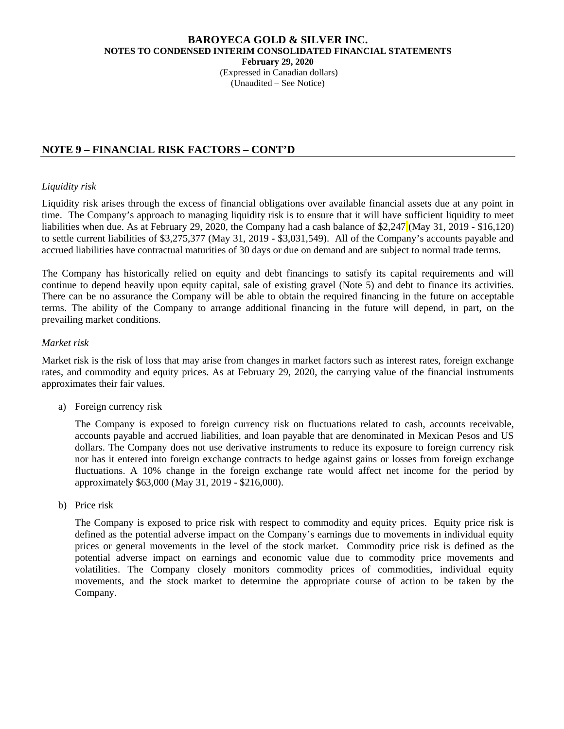## NOTE 9 – FINANCIAL RISK FACTORS – CONT'D

*Liquidity risk*

Liquidity risk arises through the excess of financial obligations over available financial assets due at any point in time. The Company's approach to managing liquidity risk is to ensure that it will have sufficient liquidity to meet liabilities when due. As at February 29, 2020, the Company had a cash balance of $2,247 (May 31, 2019 - $16,120) to settle current liabilities of $3,275,377 (May 31, 2019 - $3,031,549). All of the Company's accounts payable and accrued liabilities have contractual maturities of 30 days or due on demand and are subject to normal trade terms.

The Company has historically relied on equity and debt financings to satisfy its capital requirements and will continue to depend heavily upon equity capital, sale of existing gravel (Note 5) and debt to finance its activities. There can be no assurance the Company will be able to obtain the required financing in the future on acceptable terms. The ability of the Company to arrange additional financing in the future will depend, in part, on the prevailing market conditions.

*Market risk*

Market risk is the risk of loss that may arise from changes in market factors such as interest rates, foreign exchange rates, and commodity and equity prices. As at February 29, 2020, the carrying value of the financial instruments approximates their fair values.

a) Foreign currency risk

   The Company is exposed to foreign currency risk on fluctuations related to cash, accounts receivable, accounts payable and accrued liabilities, and loan payable that are denominated in Mexican Pesos and US dollars. The Company does not use derivative instruments to reduce its exposure to foreign currency risk nor has it entered into foreign exchange contracts to hedge against gains or losses from foreign exchange fluctuations. A 10% change in the foreign exchange rate would affect net income for the period by approximately $63,000 (May 31, 2019 - $216,000).

b) Price risk

   The Company is exposed to price risk with respect to commodity and equity prices. Equity price risk is defined as the potential adverse impact on the Company's earnings due to movements in individual equity prices or general movements in the level of the stock market. Commodity price risk is defined as the potential adverse impact on earnings and economic value due to commodity price movements and volatilities. The Company closely monitors commodity prices of commodities, individual equity movements, and the stock market to determine the appropriate course of action to be taken by the Company.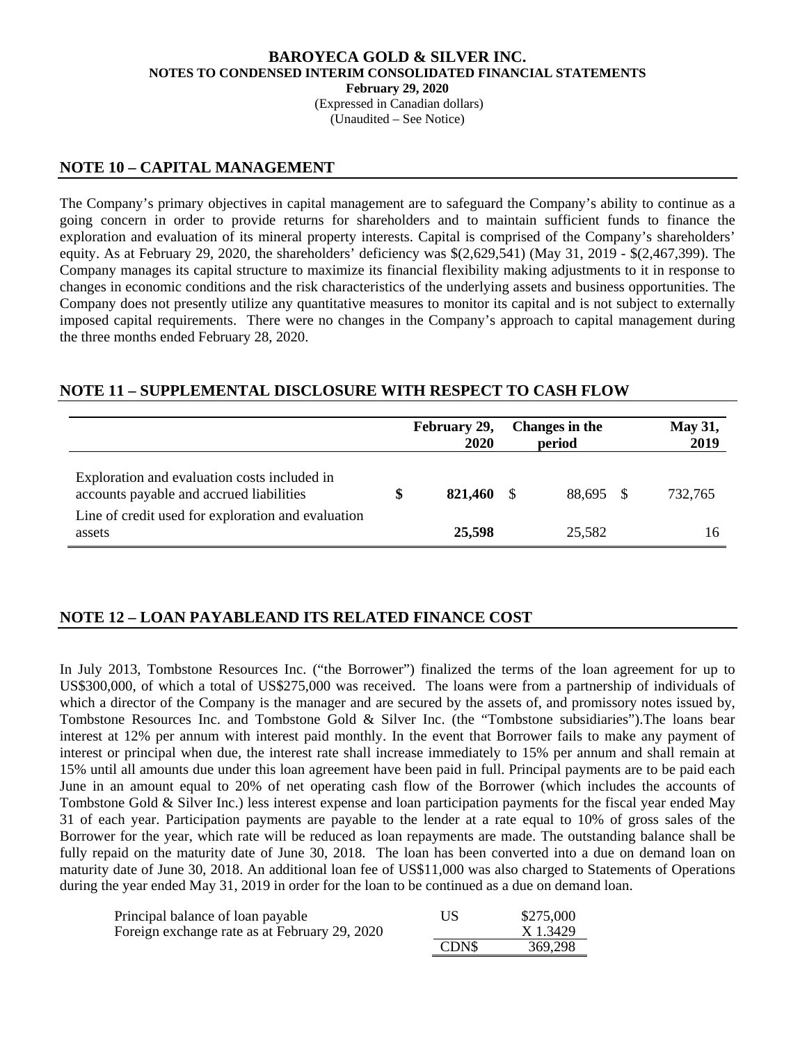# NOTE 10 – CAPITAL MANAGEMENT

The Company's primary objectives in capital management are to safeguard the Company's ability to continue as a going concern in order to provide returns for shareholders and to maintain sufficient funds to finance the exploration and evaluation of its mineral property interests. Capital is comprised of the Company's shareholders' equity. As at February 29, 2020, the shareholders' deficiency was $(2,629,541) (May 31, 2019 - $(2,467,399). The Company manages its capital structure to maximize its financial flexibility making adjustments to it in response to changes in economic conditions and the risk characteristics of the underlying assets and business opportunities. The Company does not presently utilize any quantitative measures to monitor its capital and is not subject to externally imposed capital requirements. There were no changes in the Company's approach to capital management during the three months ended February 28, 2020.

# NOTE 11 – SUPPLEMENTAL DISCLOSURE WITH RESPECT TO CASH FLOW

| | February 29, 2020 | Changes in the period | May 31, 2019 |
|---|---|---|---|
| Exploration and evaluation costs included in accounts payable and accrued liabilities | $ **821,460** | $ 88,695 | $ 732,765 |
| Line of credit used for exploration and evaluation assets | **25,598** | 25,582 | 16 |

# NOTE 12 – LOAN PAYABLEAND ITS RELATED FINANCE COST

In July 2013, Tombstone Resources Inc. ("the Borrower") finalized the terms of the loan agreement for up to US$300,000, of which a total of US$275,000 was received. The loans were from a partnership of individuals of which a director of the Company is the manager and are secured by the assets of, and promissory notes issued by, Tombstone Resources Inc. and Tombstone Gold & Silver Inc. (the "Tombstone subsidiaries").The loans bear interest at 12% per annum with interest paid monthly. In the event that Borrower fails to make any payment of interest or principal when due, the interest rate shall increase immediately to 15% per annum and shall remain at 15% until all amounts due under this loan agreement have been paid in full. Principal payments are to be paid each June in an amount equal to 20% of net operating cash flow of the Borrower (which includes the accounts of Tombstone Gold & Silver Inc.) less interest expense and loan participation payments for the fiscal year ended May 31 of each year. Participation payments are payable to the lender at a rate equal to 10% of gross sales of the Borrower for the year, which rate will be reduced as loan repayments are made. The outstanding balance shall be fully repaid on the maturity date of June 30, 2018. The loan has been converted into a due on demand loan on maturity date of June 30, 2018. An additional loan fee of US$11,000 was also charged to Statements of Operations during the year ended May 31, 2019 in order for the loan to be continued as a due on demand loan.

| | | |
|---|---|---|
| Principal balance of loan payable | US | $275,000 |
| Foreign exchange rate as at February 29, 2020 | | X 1.3429 |
| | CDN$ | 369,298 |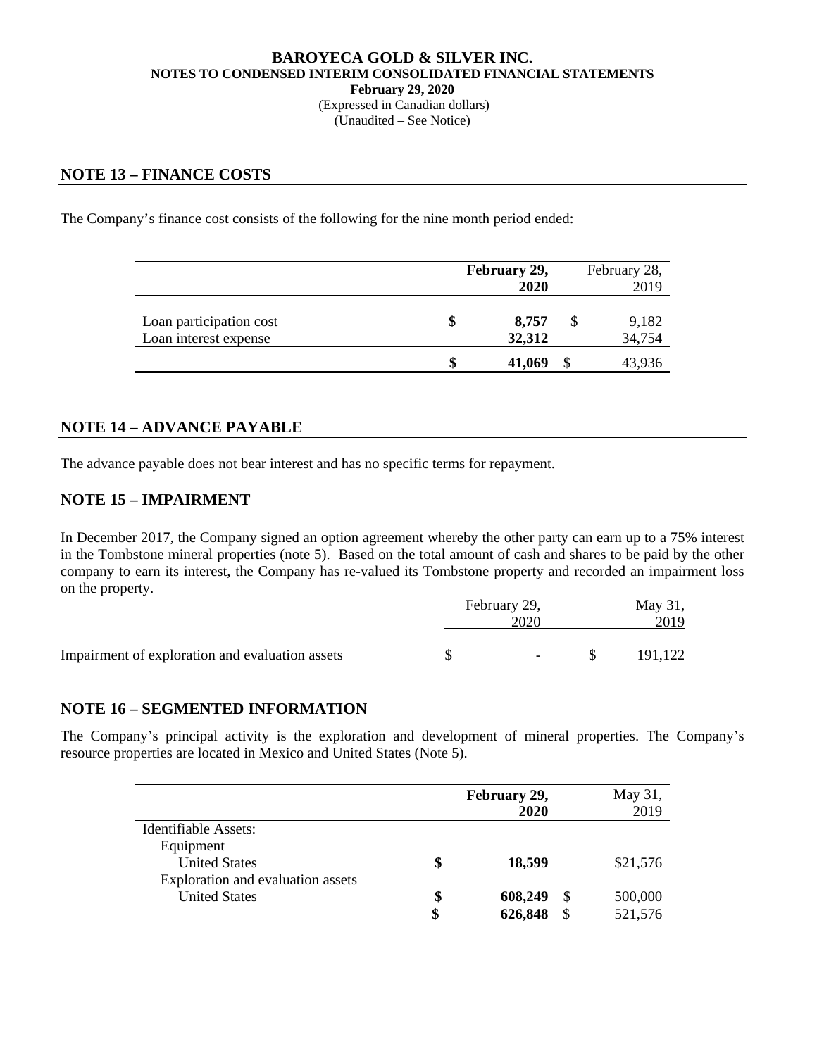## NOTE 13 – FINANCE COSTS

The Company's finance cost consists of the following for the nine month period ended:

| | February 29, 2020 | February 28, 2019 |
|---|---|---|
| Loan participation cost | $ 8,757 | $ 9,182 |
| Loan interest expense | 32,312 | 34,754 |
| | $ 41,069 | $ 43,936 |

## NOTE 14 – ADVANCE PAYABLE

The advance payable does not bear interest and has no specific terms for repayment.

## NOTE 15 – IMPAIRMENT

In December 2017, the Company signed an option agreement whereby the other party can earn up to a 75% interest in the Tombstone mineral properties (note 5). Based on the total amount of cash and shares to be paid by the other company to earn its interest, the Company has re-valued its Tombstone property and recorded an impairment loss on the property.

| | February 29, 2020 | May 31, 2019 |
|---|---|---|
| Impairment of exploration and evaluation assets | $ - | $ 191,122 |

## NOTE 16 – SEGMENTED INFORMATION

The Company's principal activity is the exploration and development of mineral properties. The Company's resource properties are located in Mexico and United States (Note 5).

| | February 29, 2020 | May 31, 2019 |
|---|---|---|
| Identifiable Assets: | | |
| Equipment | | |
| United States | $ 18,599 | $21,576 |
| Exploration and evaluation assets | | |
| United States | $ 608,249 | $ 500,000 |
| | $ 626,848 | $ 521,576 |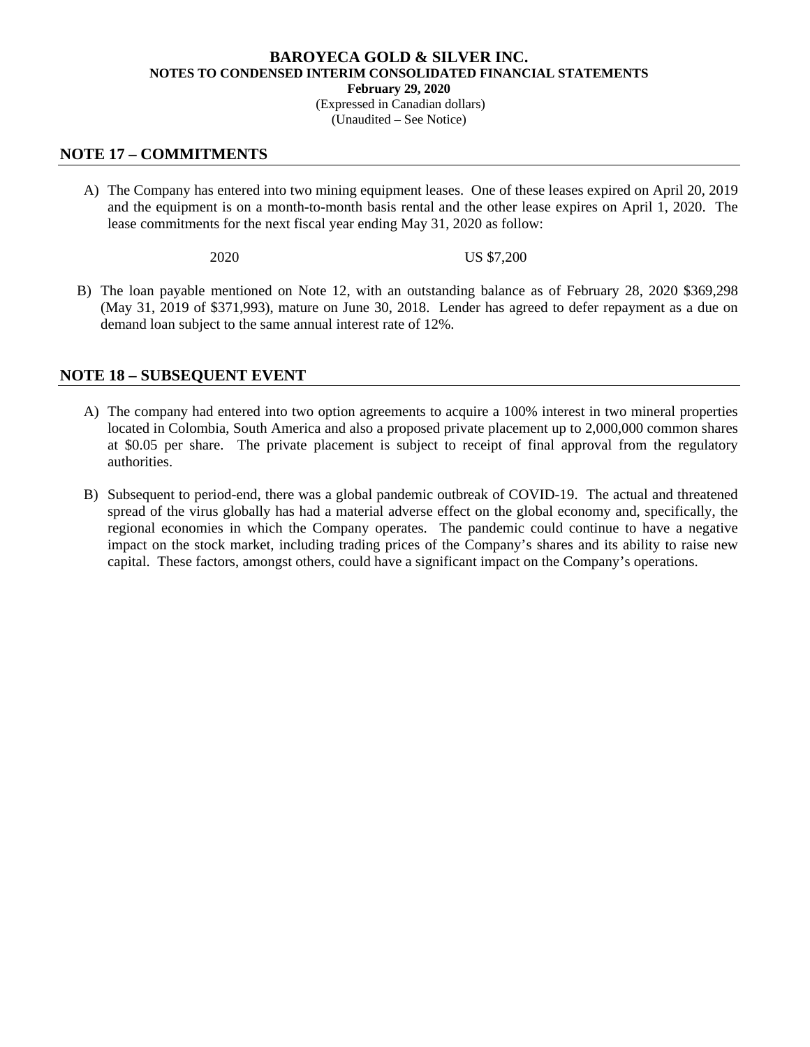## NOTE 17 – COMMITMENTS

A) The Company has entered into two mining equipment leases. One of these leases expired on April 20, 2019 and the equipment is on a month-to-month basis rental and the other lease expires on April 1, 2020. The lease commitments for the next fiscal year ending May 31, 2020 as follow:

| | |
|---|---|
| 2020 | US $7,200 |

B) The loan payable mentioned on Note 12, with an outstanding balance as of February 28, 2020 $369,298 (May 31, 2019 of $371,993), mature on June 30, 2018. Lender has agreed to defer repayment as a due on demand loan subject to the same annual interest rate of 12%.

## NOTE 18 – SUBSEQUENT EVENT

A) The company had entered into two option agreements to acquire a 100% interest in two mineral properties located in Colombia, South America and also a proposed private placement up to 2,000,000 common shares at $0.05 per share. The private placement is subject to receipt of final approval from the regulatory authorities.

B) Subsequent to period-end, there was a global pandemic outbreak of COVID-19. The actual and threatened spread of the virus globally has had a material adverse effect on the global economy and, specifically, the regional economies in which the Company operates. The pandemic could continue to have a negative impact on the stock market, including trading prices of the Company's shares and its ability to raise new capital. These factors, amongst others, could have a significant impact on the Company's operations.